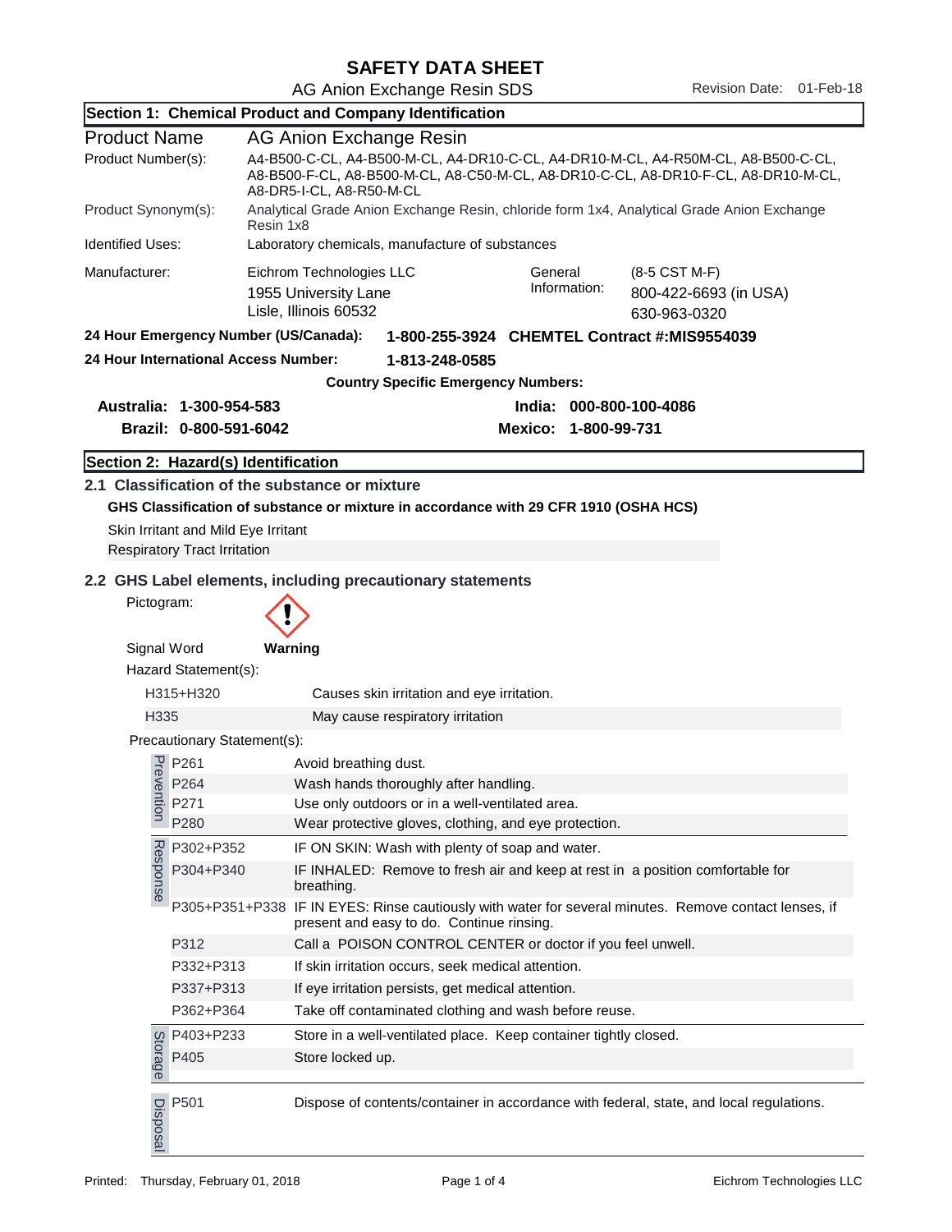# SAFETY DATA SHEET

AG Anion Exchange Resin SDS

Revision Date: 01-Feb-18

## Section 1: Chemical Product and Company Identification

| | |
|---|---|
| Product Name | AG Anion Exchange Resin |
| Product Number(s): | A4-B500-C-CL, A4-B500-M-CL, A4-DR10-C-CL, A4-DR10-M-CL, A4-R50M-CL, A8-B500-C-CL, A8-B500-F-CL, A8-B500-M-CL, A8-C50-M-CL, A8-DR10-C-CL, A8-DR10-F-CL, A8-DR10-M-CL, A8-DR5-I-CL, A8-R50-M-CL |
| Product Synonym(s): | Analytical Grade Anion Exchange Resin, chloride form 1x4, Analytical Grade Anion Exchange Resin 1x8 |
| Identified Uses: | Laboratory chemicals, manufacture of substances |

| | | | |
|---|---|---|---|
| Manufacturer: | Eichrom Technologies LLC<br>1955 University Lane<br>Lisle, Illinois 60532 | General Information: | (8-5 CST M-F)<br>800-422-6693 (in USA)<br>630-963-0320 |

**24 Hour Emergency Number (US/Canada):** **1-800-255-3924 CHEMTEL Contract #:MIS9554039**

**24 Hour International Access Number:** **1-813-248-0585**

**Country Specific Emergency Numbers:**

| | |
|---|---|
| **Australia: 1-300-954-583** | **India: 000-800-100-4086** |
| **Brazil: 0-800-591-6042** | **Mexico: 1-800-99-731** |

## Section 2: Hazard(s) Identification

### 2.1 Classification of the substance or mixture

**GHS Classification of substance or mixture in accordance with 29 CFR 1910 (OSHA HCS)**

Skin Irritant and Mild Eye Irritant

Respiratory Tract Irritation

### 2.2 GHS Label elements, including precautionary statements

Pictogram:

Signal Word **Warning**

Hazard Statement(s):

| | |
|---|---|
| H315+H320 | Causes skin irritation and eye irritation. |
| H335 | May cause respiratory irritation |

Precautionary Statement(s):

| | | |
|---|---|---|
| Prevention | P261 | Avoid breathing dust. |
| | P264 | Wash hands thoroughly after handling. |
| | P271 | Use only outdoors or in a well-ventilated area. |
| | P280 | Wear protective gloves, clothing, and eye protection. |
| Response | P302+P352 | IF ON SKIN: Wash with plenty of soap and water. |
| | P304+P340 | IF INHALED: Remove to fresh air and keep at rest in a position comfortable for breathing. |
| | P305+P351+P338 | IF IN EYES: Rinse cautiously with water for several minutes. Remove contact lenses, if present and easy to do. Continue rinsing. |
| | P312 | Call a POISON CONTROL CENTER or doctor if you feel unwell. |
| | P332+P313 | If skin irritation occurs, seek medical attention. |
| | P337+P313 | If eye irritation persists, get medical attention. |
| | P362+P364 | Take off contaminated clothing and wash before reuse. |
| Storage | P403+P233 | Store in a well-ventilated place. Keep container tightly closed. |
| | P405 | Store locked up. |
| Disposal | P501 | Dispose of contents/container in accordance with federal, state, and local regulations. |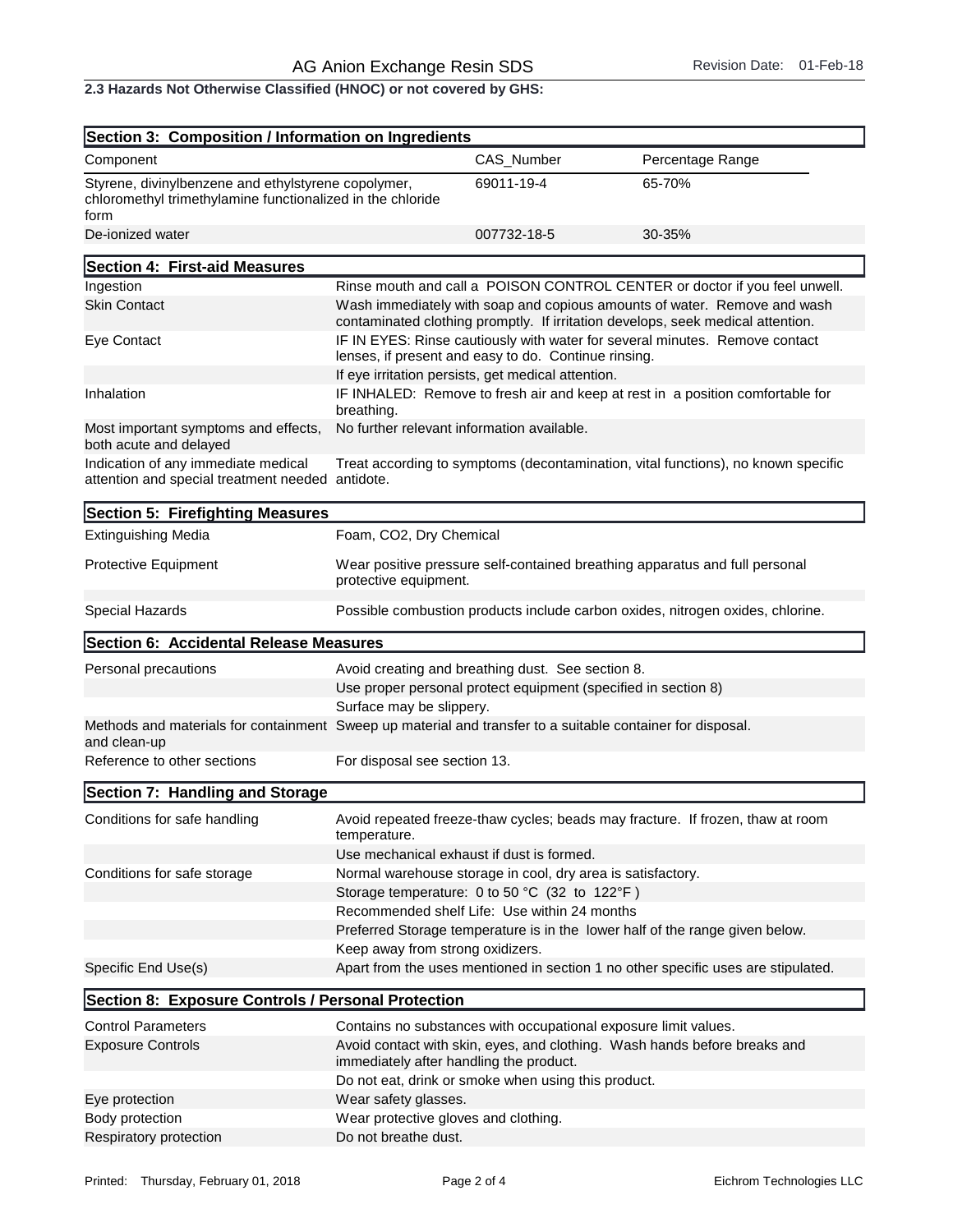**2.3 Hazards Not Otherwise Classified (HNOC) or not covered by GHS:**

## Section 3: Composition / Information on Ingredients

| Component | CAS_Number | Percentage Range |
|---|---|---|
| Styrene, divinylbenzene and ethylstyrene copolymer, chloromethyl trimethylamine functionalized in the chloride form | 69011-19-4 | 65-70% |
| De-ionized water | 007732-18-5 | 30-35% |

## Section 4: First-aid Measures

| | |
|---|---|
| Ingestion | Rinse mouth and call a POISON CONTROL CENTER or doctor if you feel unwell. |
| Skin Contact | Wash immediately with soap and copious amounts of water. Remove and wash contaminated clothing promptly. If irritation develops, seek medical attention. |
| Eye Contact | IF IN EYES: Rinse cautiously with water for several minutes. Remove contact lenses, if present and easy to do. Continue rinsing. |
| | If eye irritation persists, get medical attention. |
| Inhalation | IF INHALED: Remove to fresh air and keep at rest in a position comfortable for breathing. |
| Most important symptoms and effects, both acute and delayed | No further relevant information available. |
| Indication of any immediate medical attention and special treatment needed | Treat according to symptoms (decontamination, vital functions), no known specific antidote. |

## Section 5: Firefighting Measures

| | |
|---|---|
| Extinguishing Media | Foam, $CO_2$, Dry Chemical |
| Protective Equipment | Wear positive pressure self-contained breathing apparatus and full personal protective equipment. |
| Special Hazards | Possible combustion products include carbon oxides, nitrogen oxides, chlorine. |

## Section 6: Accidental Release Measures

| | |
|---|---|
| Personal precautions | Avoid creating and breathing dust. See section 8. |
| | Use proper personal protect equipment (specified in section 8) |
| | Surface may be slippery. |
| Methods and materials for containment and clean-up | Sweep up material and transfer to a suitable container for disposal. |
| Reference to other sections | For disposal see section 13. |

## Section 7: Handling and Storage

| | |
|---|---|
| Conditions for safe handling | Avoid repeated freeze-thaw cycles; beads may fracture. If frozen, thaw at room temperature. |
| | Use mechanical exhaust if dust is formed. |
| Conditions for safe storage | Normal warehouse storage in cool, dry area is satisfactory. |
| | Storage temperature: 0 to 50 °C (32 to 122°F ) |
| | Recommended shelf Life: Use within 24 months |
| | Preferred Storage temperature is in the lower half of the range given below. |
| | Keep away from strong oxidizers. |
| Specific End Use(s) | Apart from the uses mentioned in section 1 no other specific uses are stipulated. |

## Section 8: Exposure Controls / Personal Protection

| | |
|---|---|
| Control Parameters | Contains no substances with occupational exposure limit values. |
| Exposure Controls | Avoid contact with skin, eyes, and clothing. Wash hands before breaks and immediately after handling the product. |
| | Do not eat, drink or smoke when using this product. |
| Eye protection | Wear safety glasses. |
| Body protection | Wear protective gloves and clothing. |
| Respiratory protection | Do not breathe dust. |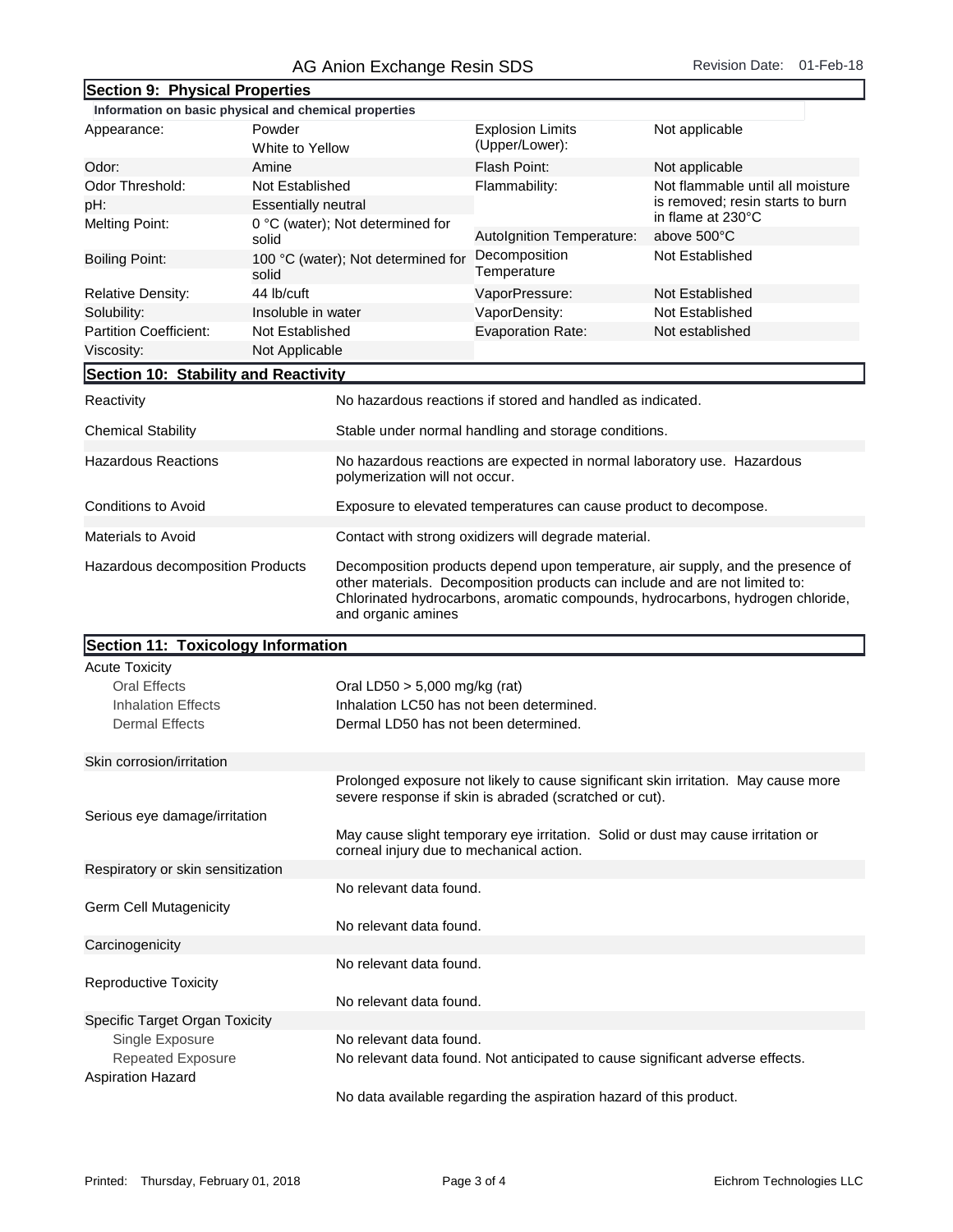## Section 9: Physical Properties

**Information on basic physical and chemical properties**

| Property | Value | Property | Value |
|---|---|---|---|
| Appearance: | Powder<br>White to Yellow | Explosion Limits (Upper/Lower): | Not applicable |
| Odor: | Amine | Flash Point: | Not applicable |
| Odor Threshold: | Not Established | Flammability: | Not flammable until all moisture is removed; resin starts to burn in flame at 230°C |
| pH: | Essentially neutral | | |
| Melting Point: | 0 °C (water); Not determined for solid | AutoIgnition Temperature: | above 500°C |
| Boiling Point: | 100 °C (water); Not determined for solid | Decomposition Temperature | Not Established |
| Relative Density: | 44 lb/cuft | VaporPressure: | Not Established |
| Solubility: | Insoluble in water | VaporDensity: | Not Established |
| Partition Coefficient: | Not Established | Evaporation Rate: | Not established |
| Viscosity: | Not Applicable | | |

## Section 10: Stability and Reactivity

| | |
|---|---|
| Reactivity | No hazardous reactions if stored and handled as indicated. |
| Chemical Stability | Stable under normal handling and storage conditions. |
| Hazardous Reactions | No hazardous reactions are expected in normal laboratory use. Hazardous polymerization will not occur. |
| Conditions to Avoid | Exposure to elevated temperatures can cause product to decompose. |
| Materials to Avoid | Contact with strong oxidizers will degrade material. |
| Hazardous decomposition Products | Decomposition products depend upon temperature, air supply, and the presence of other materials. Decomposition products can include and are not limited to: Chlorinated hydrocarbons, aromatic compounds, hydrocarbons, hydrogen chloride, and organic amines |

## Section 11: Toxicology Information

**Acute Toxicity**

| | |
|---|---|
| Oral Effects | Oral LD50 > 5,000 mg/kg (rat) |
| Inhalation Effects | Inhalation LC50 has not been determined. |
| Dermal Effects | Dermal LD50 has not been determined. |

**Skin corrosion/irritation**

Prolonged exposure not likely to cause significant skin irritation. May cause more severe response if skin is abraded (scratched or cut).

**Serious eye damage/irritation**

May cause slight temporary eye irritation. Solid or dust may cause irritation or corneal injury due to mechanical action.

**Respiratory or skin sensitization**

No relevant data found.

**Germ Cell Mutagenicity**

No relevant data found.

**Carcinogenicity**

No relevant data found.

**Reproductive Toxicity**

No relevant data found.

**Specific Target Organ Toxicity**

| | |
|---|---|
| Single Exposure | No relevant data found. |
| Repeated Exposure | No relevant data found. Not anticipated to cause significant adverse effects. |

**Aspiration Hazard**

No data available regarding the aspiration hazard of this product.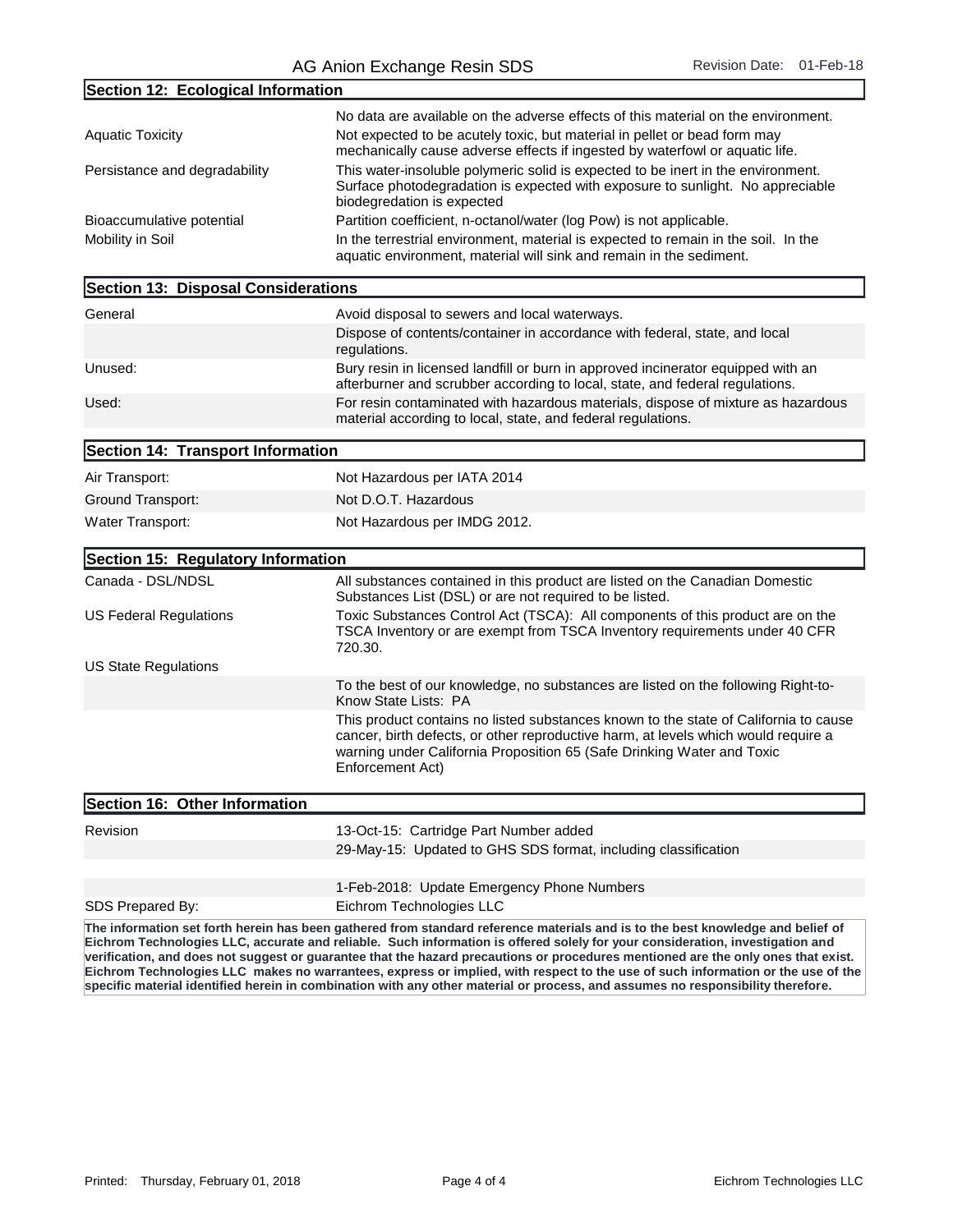## Section 12: Ecological Information

| | |
|---|---|
| | No data are available on the adverse effects of this material on the environment. |
| Aquatic Toxicity | Not expected to be acutely toxic, but material in pellet or bead form may mechanically cause adverse effects if ingested by waterfowl or aquatic life. |
| Persistance and degradability | This water-insoluble polymeric solid is expected to be inert in the environment. Surface photodegradation is expected with exposure to sunlight. No appreciable biodegredation is expected |
| Bioaccumulative potential | Partition coefficient, n-octanol/water (log Pow) is not applicable. |
| Mobility in Soil | In the terrestrial environment, material is expected to remain in the soil. In the aquatic environment, material will sink and remain in the sediment. |

## Section 13: Disposal Considerations

| | |
|---|---|
| General | Avoid disposal to sewers and local waterways. |
| | Dispose of contents/container in accordance with federal, state, and local regulations. |
| Unused: | Bury resin in licensed landfill or burn in approved incinerator equipped with an afterburner and scrubber according to local, state, and federal regulations. |
| Used: | For resin contaminated with hazardous materials, dispose of mixture as hazardous material according to local, state, and federal regulations. |

## Section 14: Transport Information

| | |
|---|---|
| Air Transport: | Not Hazardous per IATA 2014 |
| Ground Transport: | Not D.O.T. Hazardous |
| Water Transport: | Not Hazardous per IMDG 2012. |

## Section 15: Regulatory Information

| | |
|---|---|
| Canada - DSL/NDSL | All substances contained in this product are listed on the Canadian Domestic Substances List (DSL) or are not required to be listed. |
| US Federal Regulations | Toxic Substances Control Act (TSCA): All components of this product are on the TSCA Inventory or are exempt from TSCA Inventory requirements under 40 CFR 720.30. |
| US State Regulations | |
| | To the best of our knowledge, no substances are listed on the following Right-to-Know State Lists: PA |
| | This product contains no listed substances known to the state of California to cause cancer, birth defects, or other reproductive harm, at levels which would require a warning under California Proposition 65 (Safe Drinking Water and Toxic Enforcement Act) |

## Section 16: Other Information

| | |
|---|---|
| Revision | 13-Oct-15: Cartridge Part Number added |
| | 29-May-15: Updated to GHS SDS format, including classification |
| | |
| | 1-Feb-2018: Update Emergency Phone Numbers |
| SDS Prepared By: | Eichrom Technologies LLC |

**The information set forth herein has been gathered from standard reference materials and is to the best knowledge and belief of Eichrom Technologies LLC, accurate and reliable. Such information is offered solely for your consideration, investigation and verification, and does not suggest or guarantee that the hazard precautions or procedures mentioned are the only ones that exist. Eichrom Technologies LLC makes no warrantees, express or implied, with respect to the use of such information or the use of the specific material identified herein in combination with any other material or process, and assumes no responsibility therefore.**